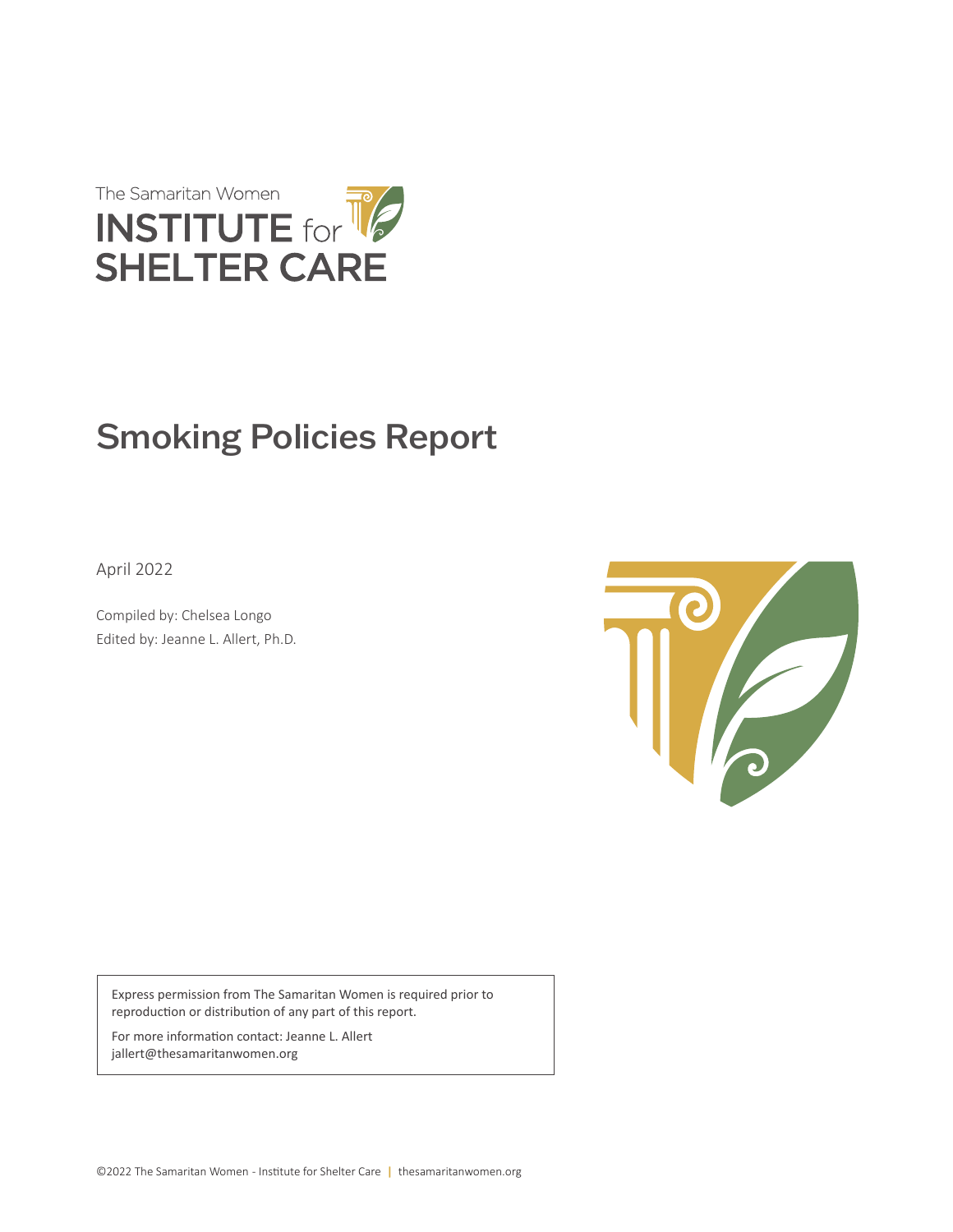The Samaritan Women

INSTITUTE for SHELTER CARE

# Smoking Policies Report

April 2022

Compiled by: Chelsea Longo

Edited by: Jeanne L. Allert, Ph.D.

Express permission from The Samaritan Women is required prior to reproduction or distribution of any part of this report.

For more information contact: Jeanne L. Allert jallert@thesamaritanwomen.org

©2022 The Samaritan Women - Institute for Shelter Care | thesamaritanwomen.org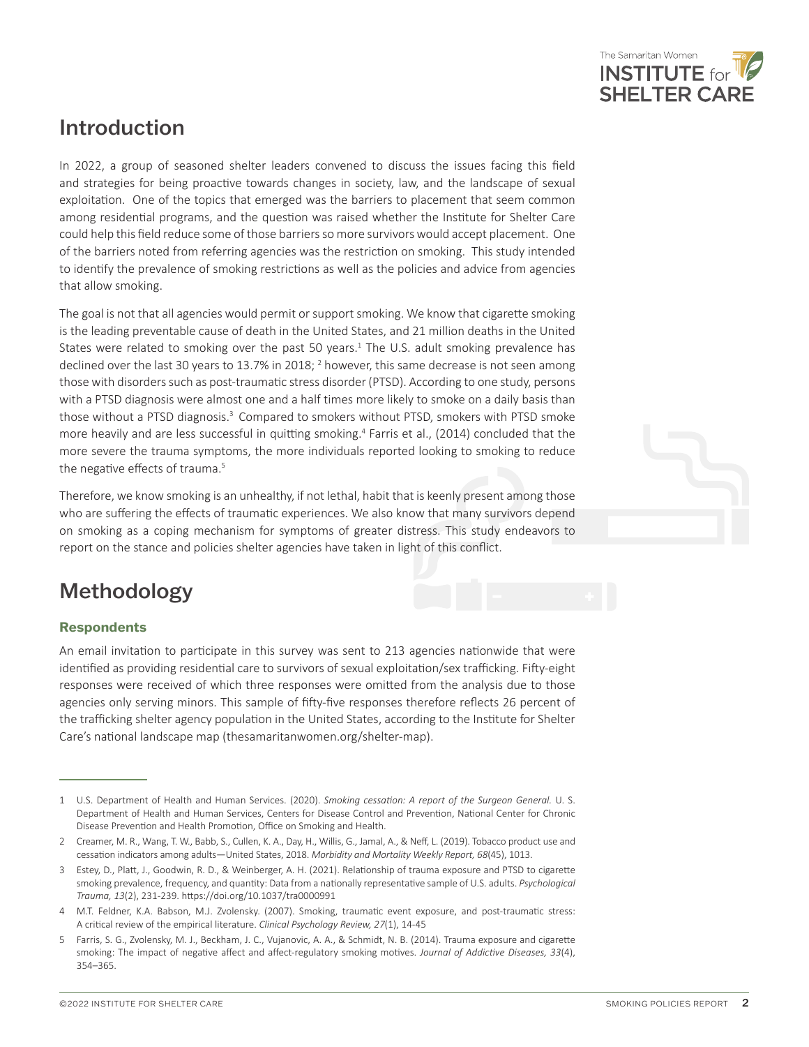## Introduction

In 2022, a group of seasoned shelter leaders convened to discuss the issues facing this field and strategies for being proactive towards changes in society, law, and the landscape of sexual exploitation. One of the topics that emerged was the barriers to placement that seem common among residential programs, and the question was raised whether the Institute for Shelter Care could help this field reduce some of those barriers so more survivors would accept placement. One of the barriers noted from referring agencies was the restriction on smoking. This study intended to identify the prevalence of smoking restrictions as well as the policies and advice from agencies that allow smoking.

The goal is not that all agencies would permit or support smoking. We know that cigarette smoking is the leading preventable cause of death in the United States, and 21 million deaths in the United States were related to smoking over the past 50 years.[1] The U.S. adult smoking prevalence has declined over the last 30 years to 13.7% in 2018; [2] however, this same decrease is not seen among those with disorders such as post-traumatic stress disorder (PTSD). According to one study, persons with a PTSD diagnosis were almost one and a half times more likely to smoke on a daily basis than those without a PTSD diagnosis.[3] Compared to smokers without PTSD, smokers with PTSD smoke more heavily and are less successful in quitting smoking.[4] Farris et al., (2014) concluded that the more severe the trauma symptoms, the more individuals reported looking to smoking to reduce the negative effects of trauma.[5]

Therefore, we know smoking is an unhealthy, if not lethal, habit that is keenly present among those who are suffering the effects of traumatic experiences. We also know that many survivors depend on smoking as a coping mechanism for symptoms of greater distress. This study endeavors to report on the stance and policies shelter agencies have taken in light of this conflict.

## Methodology

### Respondents

An email invitation to participate in this survey was sent to 213 agencies nationwide that were identified as providing residential care to survivors of sexual exploitation/sex trafficking. Fifty-eight responses were received of which three responses were omitted from the analysis due to those agencies only serving minors. This sample of fifty-five responses therefore reflects 26 percent of the trafficking shelter agency population in the United States, according to the Institute for Shelter Care's national landscape map (thesamaritanwomen.org/shelter-map).

---

1 U.S. Department of Health and Human Services. (2020). *Smoking cessation: A report of the Surgeon General.* U. S. Department of Health and Human Services, Centers for Disease Control and Prevention, National Center for Chronic Disease Prevention and Health Promotion, Office on Smoking and Health.

2 Creamer, M. R., Wang, T. W., Babb, S., Cullen, K. A., Day, H., Willis, G., Jamal, A., & Neff, L. (2019). Tobacco product use and cessation indicators among adults—United States, 2018. *Morbidity and Mortality Weekly Report, 68*(45), 1013.

3 Estey, D., Platt, J., Goodwin, R. D., & Weinberger, A. H. (2021). Relationship of trauma exposure and PTSD to cigarette smoking prevalence, frequency, and quantity: Data from a nationally representative sample of U.S. adults. *Psychological Trauma, 13*(2), 231-239. https://doi.org/10.1037/tra0000991

4 M.T. Feldner, K.A. Babson, M.J. Zvolensky. (2007). Smoking, traumatic event exposure, and post-traumatic stress: A critical review of the empirical literature. *Clinical Psychology Review, 27*(1), 14-45

5 Farris, S. G., Zvolensky, M. J., Beckham, J. C., Vujanovic, A. A., & Schmidt, N. B. (2014). Trauma exposure and cigarette smoking: The impact of negative affect and affect-regulatory smoking motives. *Journal of Addictive Diseases, 33*(4), 354–365.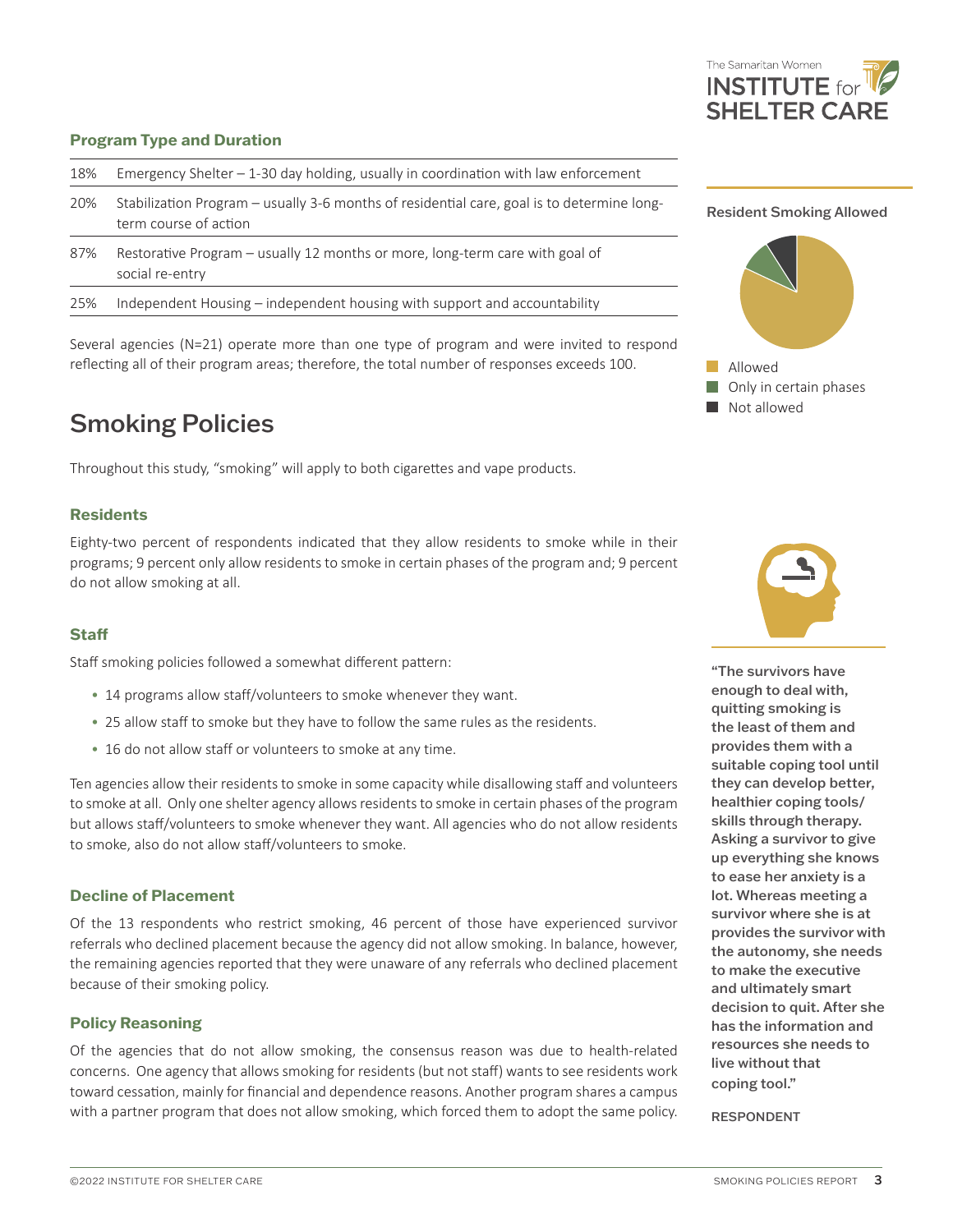### Program Type and Duration

| | |
|---|---|
| 18% | Emergency Shelter – 1-30 day holding, usually in coordination with law enforcement |
| 20% | Stabilization Program – usually 3-6 months of residential care, goal is to determine long-term course of action |
| 87% | Restorative Program – usually 12 months or more, long-term care with goal of social re-entry |
| 25% | Independent Housing – independent housing with support and accountability |

Several agencies (N=21) operate more than one type of program and were invited to respond reflecting all of their program areas; therefore, the total number of responses exceeds 100.

**Resident Smoking Allowed**

- Allowed
- Only in certain phases
- Not allowed

## Smoking Policies

Throughout this study, "smoking" will apply to both cigarettes and vape products.

### Residents

Eighty-two percent of respondents indicated that they allow residents to smoke while in their programs; 9 percent only allow residents to smoke in certain phases of the program and; 9 percent do not allow smoking at all.

### Staff

Staff smoking policies followed a somewhat different pattern:

- 14 programs allow staff/volunteers to smoke whenever they want.
- 25 allow staff to smoke but they have to follow the same rules as the residents.
- 16 do not allow staff or volunteers to smoke at any time.

Ten agencies allow their residents to smoke in some capacity while disallowing staff and volunteers to smoke at all. Only one shelter agency allows residents to smoke in certain phases of the program but allows staff/volunteers to smoke whenever they want. All agencies who do not allow residents to smoke, also do not allow staff/volunteers to smoke.

### Decline of Placement

Of the 13 respondents who restrict smoking, 46 percent of those have experienced survivor referrals who declined placement because the agency did not allow smoking. In balance, however, the remaining agencies reported that they were unaware of any referrals who declined placement because of their smoking policy.

### Policy Reasoning

Of the agencies that do not allow smoking, the consensus reason was due to health-related concerns. One agency that allows smoking for residents (but not staff) wants to see residents work toward cessation, mainly for financial and dependence reasons. Another program shares a campus with a partner program that does not allow smoking, which forced them to adopt the same policy.

**"The survivors have enough to deal with, quitting smoking is the least of them and provides them with a suitable coping tool until they can develop better, healthier coping tools/skills through therapy. Asking a survivor to give up everything she knows to ease her anxiety is a lot. Whereas meeting a survivor where she is at provides the survivor with the autonomy, she needs to make the executive and ultimately smart decision to quit. After she has the information and resources she needs to live without that coping tool."**

RESPONDENT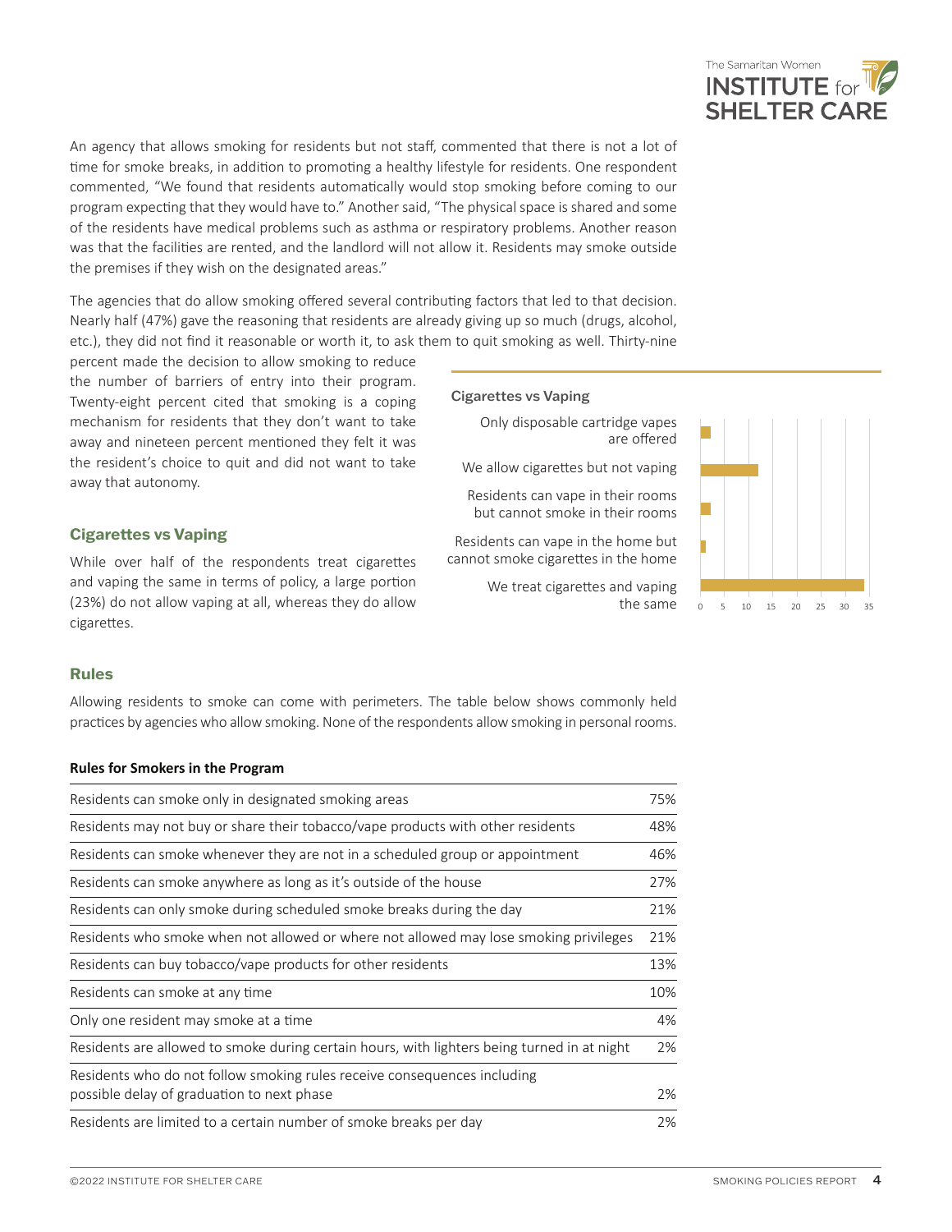An agency that allows smoking for residents but not staff, commented that there is not a lot of time for smoke breaks, in addition to promoting a healthy lifestyle for residents. One respondent commented, "We found that residents automatically would stop smoking before coming to our program expecting that they would have to." Another said, "The physical space is shared and some of the residents have medical problems such as asthma or respiratory problems. Another reason was that the facilities are rented, and the landlord will not allow it. Residents may smoke outside the premises if they wish on the designated areas."

The agencies that do allow smoking offered several contributing factors that led to that decision. Nearly half (47%) gave the reasoning that residents are already giving up so much (drugs, alcohol, etc.), they did not find it reasonable or worth it, to ask them to quit smoking as well. Thirty-nine percent made the decision to allow smoking to reduce the number of barriers of entry into their program. Twenty-eight percent cited that smoking is a coping mechanism for residents that they don't want to take away and nineteen percent mentioned they felt it was the resident's choice to quit and did not want to take away that autonomy.

## Cigarettes vs Vaping

While over half of the respondents treat cigarettes and vaping the same in terms of policy, a large portion (23%) do not allow vaping at all, whereas they do allow cigarettes.

**Cigarettes vs Vaping**

| Policy | Approx. count |
|---|---|
| Only disposable cartridge vapes are offered | 2 |
| We allow cigarettes but not vaping | 12 |
| Residents can vape in their rooms but cannot smoke in their rooms | 2 |
| Residents can vape in the home but cannot smoke cigarettes in the home | 1 |
| We treat cigarettes and vaping the same | 34 |

## Rules

Allowing residents to smoke can come with perimeters. The table below shows commonly held practices by agencies who allow smoking. None of the respondents allow smoking in personal rooms.

**Rules for Smokers in the Program**

| Rule | % |
|---|---|
| Residents can smoke only in designated smoking areas | 75% |
| Residents may not buy or share their tobacco/vape products with other residents | 48% |
| Residents can smoke whenever they are not in a scheduled group or appointment | 46% |
| Residents can smoke anywhere as long as it's outside of the house | 27% |
| Residents can only smoke during scheduled smoke breaks during the day | 21% |
| Residents who smoke when not allowed or where not allowed may lose smoking privileges | 21% |
| Residents can buy tobacco/vape products for other residents | 13% |
| Residents can smoke at any time | 10% |
| Only one resident may smoke at a time | 4% |
| Residents are allowed to smoke during certain hours, with lighters being turned in at night | 2% |
| Residents who do not follow smoking rules receive consequences including possible delay of graduation to next phase | 2% |
| Residents are limited to a certain number of smoke breaks per day | 2% |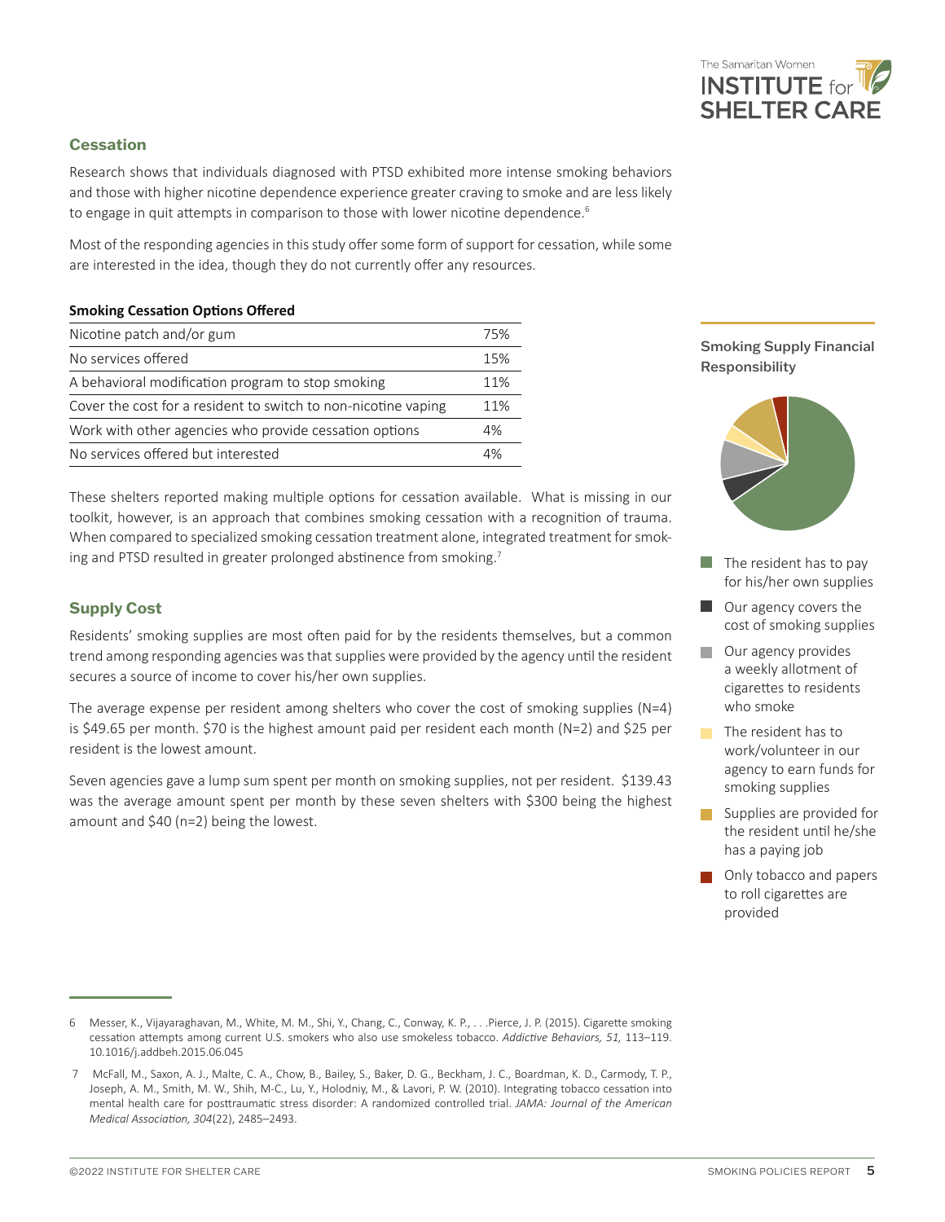## Cessation

Research shows that individuals diagnosed with PTSD exhibited more intense smoking behaviors and those with higher nicotine dependence experience greater craving to smoke and are less likely to engage in quit attempts in comparison to those with lower nicotine dependence.[6]

Most of the responding agencies in this study offer some form of support for cessation, while some are interested in the idea, though they do not currently offer any resources.

**Smoking Cessation Options Offered**

| Option | % |
|---|---|
| Nicotine patch and/or gum | 75% |
| No services offered | 15% |
| A behavioral modification program to stop smoking | 11% |
| Cover the cost for a resident to switch to non-nicotine vaping | 11% |
| Work with other agencies who provide cessation options | 4% |
| No services offered but interested | 4% |

These shelters reported making multiple options for cessation available. What is missing in our toolkit, however, is an approach that combines smoking cessation with a recognition of trauma. When compared to specialized smoking cessation treatment alone, integrated treatment for smoking and PTSD resulted in greater prolonged abstinence from smoking.[7]

## Supply Cost

Residents' smoking supplies are most often paid for by the residents themselves, but a common trend among responding agencies was that supplies were provided by the agency until the resident secures a source of income to cover his/her own supplies.

The average expense per resident among shelters who cover the cost of smoking supplies (N=4) is $49.65 per month. $70 is the highest amount paid per resident each month (N=2) and $25 per resident is the lowest amount.

Seven agencies gave a lump sum spent per month on smoking supplies, not per resident. $139.43 was the average amount spent per month by these seven shelters with $300 being the highest amount and $40 (n=2) being the lowest.

**Smoking Supply Financial Responsibility**

- The resident has to pay for his/her own supplies
- Our agency covers the cost of smoking supplies
- Our agency provides a weekly allotment of cigarettes to residents who smoke
- The resident has to work/volunteer in our agency to earn funds for smoking supplies
- Supplies are provided for the resident until he/she has a paying job
- Only tobacco and papers to roll cigarettes are provided

---

6 Messer, K., Vijayaraghavan, M., White, M. M., Shi, Y., Chang, C., Conway, K. P., . . .Pierce, J. P. (2015). Cigarette smoking cessation attempts among current U.S. smokers who also use smokeless tobacco. *Addictive Behaviors, 51,* 113–119. 10.1016/j.addbeh.2015.06.045

7 McFall, M., Saxon, A. J., Malte, C. A., Chow, B., Bailey, S., Baker, D. G., Beckham, J. C., Boardman, K. D., Carmody, T. P., Joseph, A. M., Smith, M. W., Shih, M-C., Lu, Y., Holodniy, M., & Lavori, P. W. (2010). Integrating tobacco cessation into mental health care for posttraumatic stress disorder: A randomized controlled trial. *JAMA: Journal of the American Medical Association, 304*(22), 2485–2493.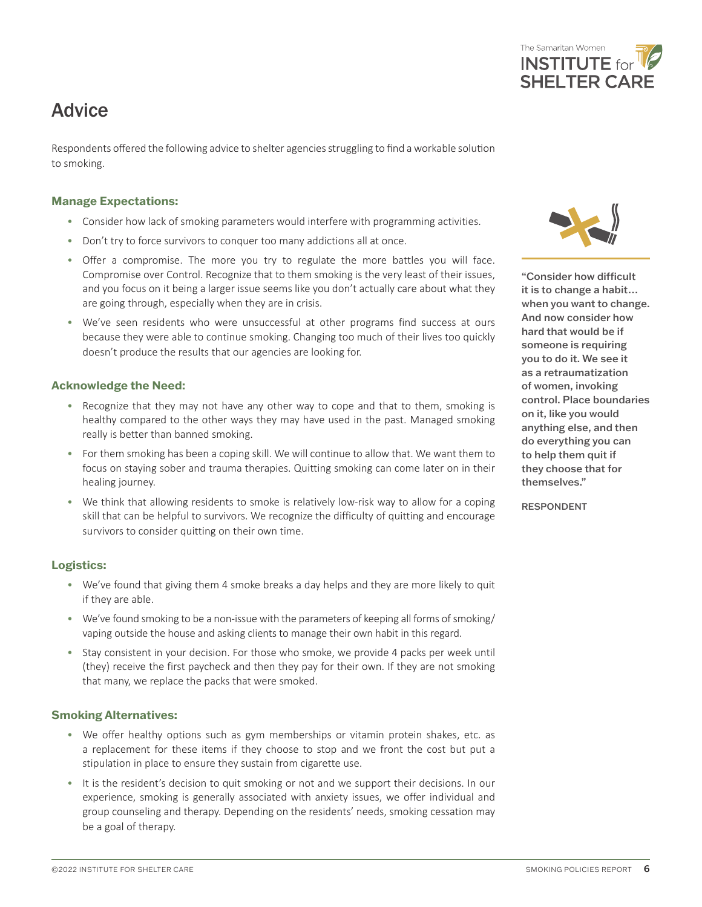# Advice

Respondents offered the following advice to shelter agencies struggling to find a workable solution to smoking.

### Manage Expectations:

- Consider how lack of smoking parameters would interfere with programming activities.
- Don't try to force survivors to conquer too many addictions all at once.
- Offer a compromise. The more you try to regulate the more battles you will face. Compromise over Control. Recognize that to them smoking is the very least of their issues, and you focus on it being a larger issue seems like you don't actually care about what they are going through, especially when they are in crisis.
- We've seen residents who were unsuccessful at other programs find success at ours because they were able to continue smoking. Changing too much of their lives too quickly doesn't produce the results that our agencies are looking for.

### Acknowledge the Need:

- Recognize that they may not have any other way to cope and that to them, smoking is healthy compared to the other ways they may have used in the past. Managed smoking really is better than banned smoking.
- For them smoking has been a coping skill. We will continue to allow that. We want them to focus on staying sober and trauma therapies. Quitting smoking can come later on in their healing journey.
- We think that allowing residents to smoke is relatively low-risk way to allow for a coping skill that can be helpful to survivors. We recognize the difficulty of quitting and encourage survivors to consider quitting on their own time.

### Logistics:

- We've found that giving them 4 smoke breaks a day helps and they are more likely to quit if they are able.
- We've found smoking to be a non-issue with the parameters of keeping all forms of smoking/vaping outside the house and asking clients to manage their own habit in this regard.
- Stay consistent in your decision. For those who smoke, we provide 4 packs per week until (they) receive the first paycheck and then they pay for their own. If they are not smoking that many, we replace the packs that were smoked.

### Smoking Alternatives:

- We offer healthy options such as gym memberships or vitamin protein shakes, etc. as a replacement for these items if they choose to stop and we front the cost but put a stipulation in place to ensure they sustain from cigarette use.
- It is the resident's decision to quit smoking or not and we support their decisions. In our experience, smoking is generally associated with anxiety issues, we offer individual and group counseling and therapy. Depending on the residents' needs, smoking cessation may be a goal of therapy.

**"Consider how difficult it is to change a habit… when you want to change. And now consider how hard that would be if someone is requiring you to do it. We see it as a retraumatization of women, invoking control. Place boundaries on it, like you would anything else, and then do everything you can to help them quit if they choose that for themselves."**

RESPONDENT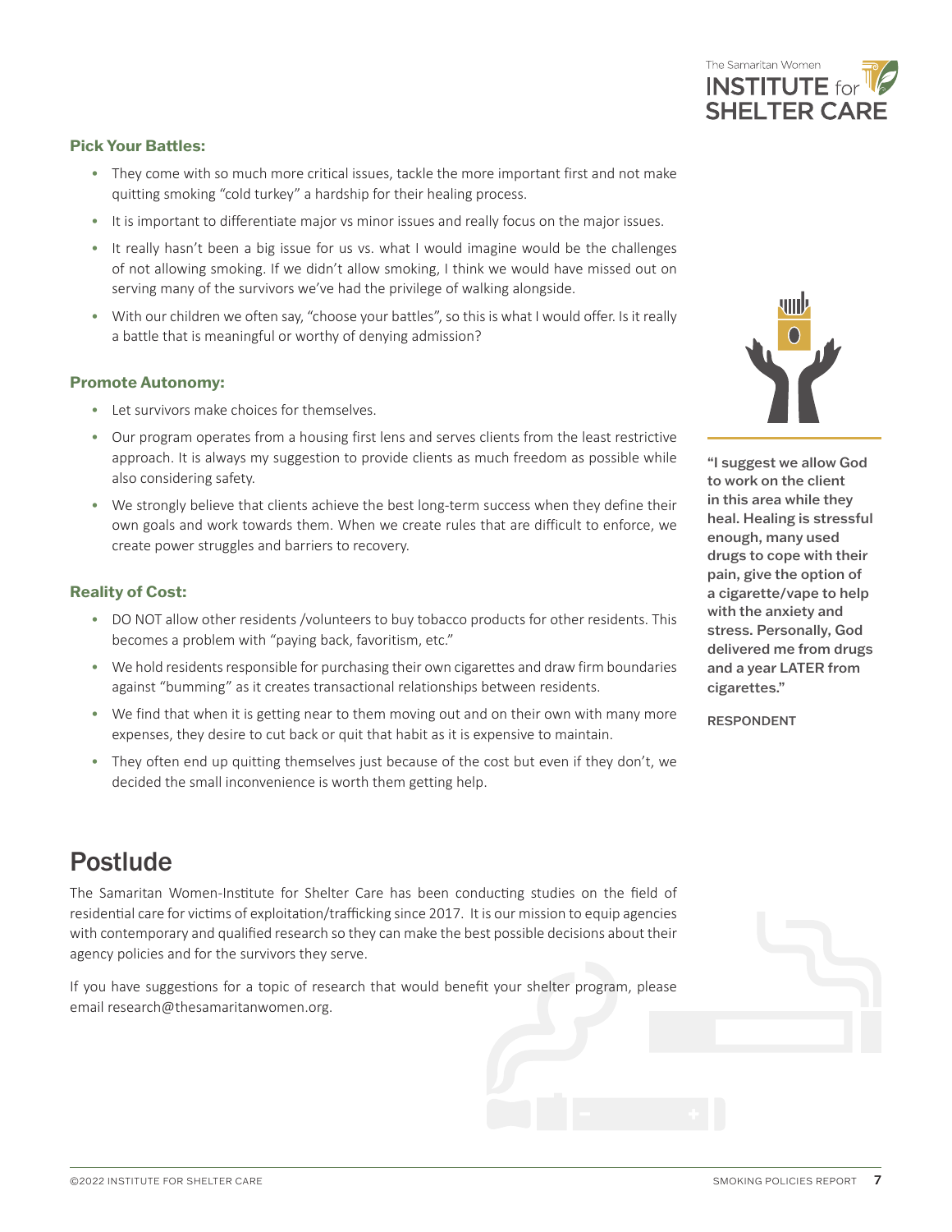### Pick Your Battles:

- They come with so much more critical issues, tackle the more important first and not make quitting smoking "cold turkey" a hardship for their healing process.
- It is important to differentiate major vs minor issues and really focus on the major issues.
- It really hasn't been a big issue for us vs. what I would imagine would be the challenges of not allowing smoking. If we didn't allow smoking, I think we would have missed out on serving many of the survivors we've had the privilege of walking alongside.
- With our children we often say, "choose your battles", so this is what I would offer. Is it really a battle that is meaningful or worthy of denying admission?

### Promote Autonomy:

- Let survivors make choices for themselves.
- Our program operates from a housing first lens and serves clients from the least restrictive approach. It is always my suggestion to provide clients as much freedom as possible while also considering safety.
- We strongly believe that clients achieve the best long-term success when they define their own goals and work towards them. When we create rules that are difficult to enforce, we create power struggles and barriers to recovery.

### Reality of Cost:

- DO NOT allow other residents /volunteers to buy tobacco products for other residents. This becomes a problem with "paying back, favoritism, etc."
- We hold residents responsible for purchasing their own cigarettes and draw firm boundaries against "bumming" as it creates transactional relationships between residents.
- We find that when it is getting near to them moving out and on their own with many more expenses, they desire to cut back or quit that habit as it is expensive to maintain.
- They often end up quitting themselves just because of the cost but even if they don't, we decided the small inconvenience is worth them getting help.

**"I suggest we allow God to work on the client in this area while they heal. Healing is stressful enough, many used drugs to cope with their pain, give the option of a cigarette/vape to help with the anxiety and stress. Personally, God delivered me from drugs and a year LATER from cigarettes."**

RESPONDENT

## Postlude

The Samaritan Women-Institute for Shelter Care has been conducting studies on the field of residential care for victims of exploitation/trafficking since 2017. It is our mission to equip agencies with contemporary and qualified research so they can make the best possible decisions about their agency policies and for the survivors they serve.

If you have suggestions for a topic of research that would benefit your shelter program, please email research@thesamaritanwomen.org.